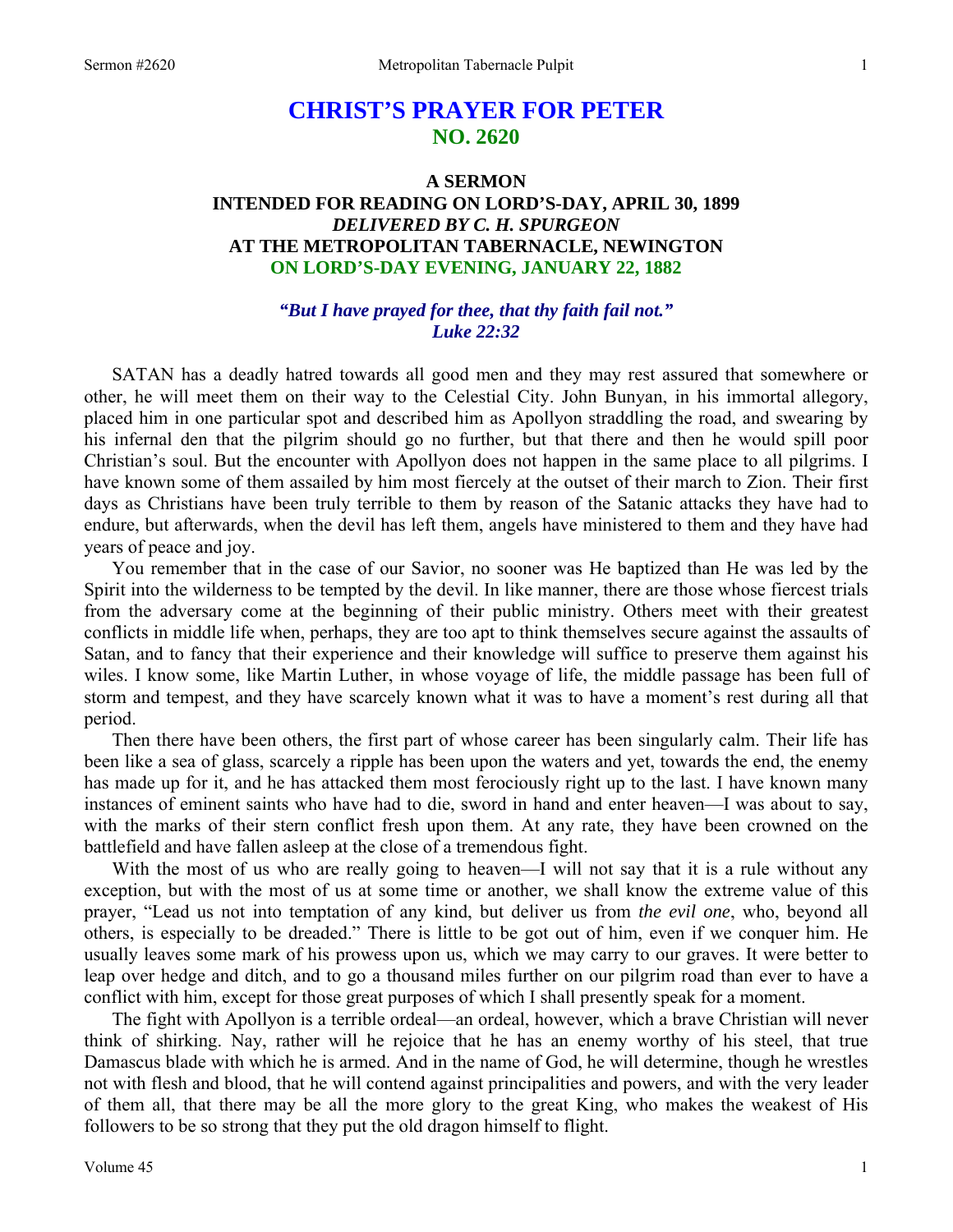# CHRIST'S PRAYER FOR PETER
## NO. 2620

### A SERMON
### INTENDED FOR READING ON LORD'S-DAY, APRIL 30, 1899
### *DELIVERED BY C. H. SPURGEON*
### AT THE METROPOLITAN TABERNACLE, NEWINGTON
### ON LORD'S-DAY EVENING, JANUARY 22, 1882

*"But I have prayed for thee, that thy faith fail not."*
*Luke 22:32*

SATAN has a deadly hatred towards all good men and they may rest assured that somewhere or other, he will meet them on their way to the Celestial City. John Bunyan, in his immortal allegory, placed him in one particular spot and described him as Apollyon straddling the road, and swearing by his infernal den that the pilgrim should go no further, but that there and then he would spill poor Christian's soul. But the encounter with Apollyon does not happen in the same place to all pilgrims. I have known some of them assailed by him most fiercely at the outset of their march to Zion. Their first days as Christians have been truly terrible to them by reason of the Satanic attacks they have had to endure, but afterwards, when the devil has left them, angels have ministered to them and they have had years of peace and joy.

You remember that in the case of our Savior, no sooner was He baptized than He was led by the Spirit into the wilderness to be tempted by the devil. In like manner, there are those whose fiercest trials from the adversary come at the beginning of their public ministry. Others meet with their greatest conflicts in middle life when, perhaps, they are too apt to think themselves secure against the assaults of Satan, and to fancy that their experience and their knowledge will suffice to preserve them against his wiles. I know some, like Martin Luther, in whose voyage of life, the middle passage has been full of storm and tempest, and they have scarcely known what it was to have a moment's rest during all that period.

Then there have been others, the first part of whose career has been singularly calm. Their life has been like a sea of glass, scarcely a ripple has been upon the waters and yet, towards the end, the enemy has made up for it, and he has attacked them most ferociously right up to the last. I have known many instances of eminent saints who have had to die, sword in hand and enter heaven—I was about to say, with the marks of their stern conflict fresh upon them. At any rate, they have been crowned on the battlefield and have fallen asleep at the close of a tremendous fight.

With the most of us who are really going to heaven—I will not say that it is a rule without any exception, but with the most of us at some time or another, we shall know the extreme value of this prayer, "Lead us not into temptation of any kind, but deliver us from *the evil one*, who, beyond all others, is especially to be dreaded." There is little to be got out of him, even if we conquer him. He usually leaves some mark of his prowess upon us, which we may carry to our graves. It were better to leap over hedge and ditch, and to go a thousand miles further on our pilgrim road than ever to have a conflict with him, except for those great purposes of which I shall presently speak for a moment.

The fight with Apollyon is a terrible ordeal—an ordeal, however, which a brave Christian will never think of shirking. Nay, rather will he rejoice that he has an enemy worthy of his steel, that true Damascus blade with which he is armed. And in the name of God, he will determine, though he wrestles not with flesh and blood, that he will contend against principalities and powers, and with the very leader of them all, that there may be all the more glory to the great King, who makes the weakest of His followers to be so strong that they put the old dragon himself to flight.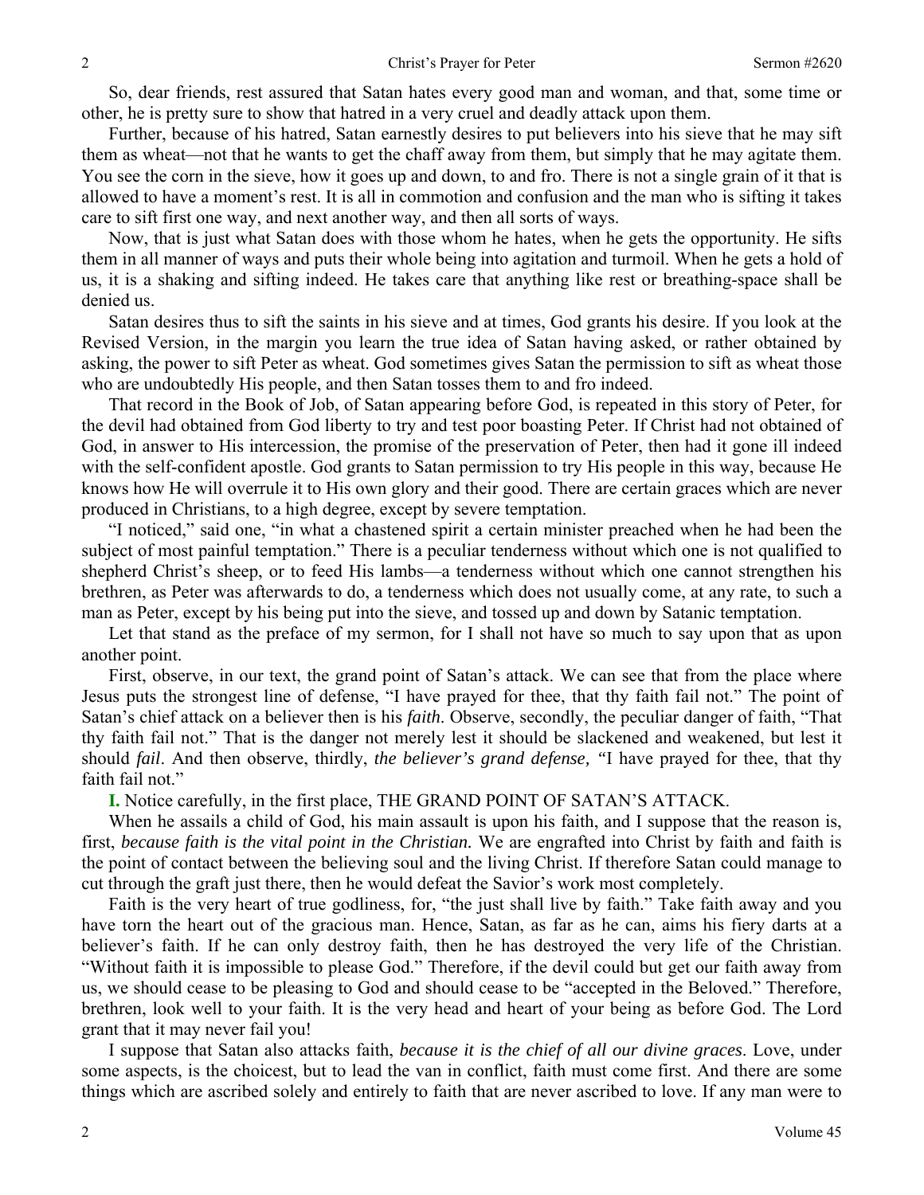So, dear friends, rest assured that Satan hates every good man and woman, and that, some time or other, he is pretty sure to show that hatred in a very cruel and deadly attack upon them.

Further, because of his hatred, Satan earnestly desires to put believers into his sieve that he may sift them as wheat—not that he wants to get the chaff away from them, but simply that he may agitate them. You see the corn in the sieve, how it goes up and down, to and fro. There is not a single grain of it that is allowed to have a moment's rest. It is all in commotion and confusion and the man who is sifting it takes care to sift first one way, and next another way, and then all sorts of ways.

Now, that is just what Satan does with those whom he hates, when he gets the opportunity. He sifts them in all manner of ways and puts their whole being into agitation and turmoil. When he gets a hold of us, it is a shaking and sifting indeed. He takes care that anything like rest or breathing-space shall be denied us.

Satan desires thus to sift the saints in his sieve and at times, God grants his desire. If you look at the Revised Version, in the margin you learn the true idea of Satan having asked, or rather obtained by asking, the power to sift Peter as wheat. God sometimes gives Satan the permission to sift as wheat those who are undoubtedly His people, and then Satan tosses them to and fro indeed.

That record in the Book of Job, of Satan appearing before God, is repeated in this story of Peter, for the devil had obtained from God liberty to try and test poor boasting Peter. If Christ had not obtained of God, in answer to His intercession, the promise of the preservation of Peter, then had it gone ill indeed with the self-confident apostle. God grants to Satan permission to try His people in this way, because He knows how He will overrule it to His own glory and their good. There are certain graces which are never produced in Christians, to a high degree, except by severe temptation.

"I noticed," said one, "in what a chastened spirit a certain minister preached when he had been the subject of most painful temptation." There is a peculiar tenderness without which one is not qualified to shepherd Christ's sheep, or to feed His lambs—a tenderness without which one cannot strengthen his brethren, as Peter was afterwards to do, a tenderness which does not usually come, at any rate, to such a man as Peter, except by his being put into the sieve, and tossed up and down by Satanic temptation.

Let that stand as the preface of my sermon, for I shall not have so much to say upon that as upon another point.

First, observe, in our text, the grand point of Satan's attack. We can see that from the place where Jesus puts the strongest line of defense, "I have prayed for thee, that thy faith fail not." The point of Satan's chief attack on a believer then is his *faith*. Observe, secondly, the peculiar danger of faith, "That thy faith fail not." That is the danger not merely lest it should be slackened and weakened, but lest it should *fail*. And then observe, thirdly, *the believer's grand defense, "*I have prayed for thee, that thy faith fail not."

**I.** Notice carefully, in the first place, THE GRAND POINT OF SATAN'S ATTACK.

When he assails a child of God, his main assault is upon his faith, and I suppose that the reason is, first, *because faith is the vital point in the Christian.* We are engrafted into Christ by faith and faith is the point of contact between the believing soul and the living Christ. If therefore Satan could manage to cut through the graft just there, then he would defeat the Savior's work most completely.

Faith is the very heart of true godliness, for, "the just shall live by faith." Take faith away and you have torn the heart out of the gracious man. Hence, Satan, as far as he can, aims his fiery darts at a believer's faith. If he can only destroy faith, then he has destroyed the very life of the Christian. "Without faith it is impossible to please God." Therefore, if the devil could but get our faith away from us, we should cease to be pleasing to God and should cease to be "accepted in the Beloved." Therefore, brethren, look well to your faith. It is the very head and heart of your being as before God. The Lord grant that it may never fail you!

I suppose that Satan also attacks faith, *because it is the chief of all our divine graces*. Love, under some aspects, is the choicest, but to lead the van in conflict, faith must come first. And there are some things which are ascribed solely and entirely to faith that are never ascribed to love. If any man were to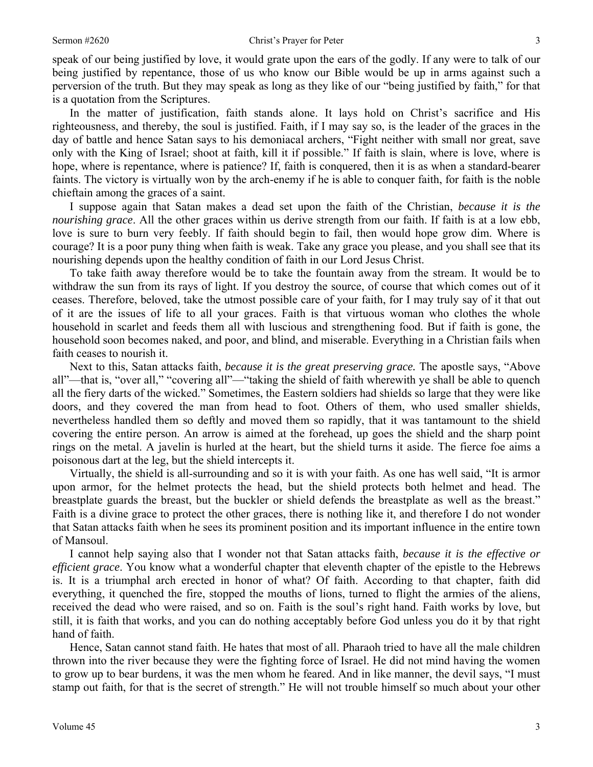speak of our being justified by love, it would grate upon the ears of the godly. If any were to talk of our being justified by repentance, those of us who know our Bible would be up in arms against such a perversion of the truth. But they may speak as long as they like of our "being justified by faith," for that is a quotation from the Scriptures.

In the matter of justification, faith stands alone. It lays hold on Christ's sacrifice and His righteousness, and thereby, the soul is justified. Faith, if I may say so, is the leader of the graces in the day of battle and hence Satan says to his demoniacal archers, "Fight neither with small nor great, save only with the King of Israel; shoot at faith, kill it if possible." If faith is slain, where is love, where is hope, where is repentance, where is patience? If, faith is conquered, then it is as when a standard-bearer faints. The victory is virtually won by the arch-enemy if he is able to conquer faith, for faith is the noble chieftain among the graces of a saint.

I suppose again that Satan makes a dead set upon the faith of the Christian, *because it is the nourishing grace*. All the other graces within us derive strength from our faith. If faith is at a low ebb, love is sure to burn very feebly. If faith should begin to fail, then would hope grow dim. Where is courage? It is a poor puny thing when faith is weak. Take any grace you please, and you shall see that its nourishing depends upon the healthy condition of faith in our Lord Jesus Christ.

To take faith away therefore would be to take the fountain away from the stream. It would be to withdraw the sun from its rays of light. If you destroy the source, of course that which comes out of it ceases. Therefore, beloved, take the utmost possible care of your faith, for I may truly say of it that out of it are the issues of life to all your graces. Faith is that virtuous woman who clothes the whole household in scarlet and feeds them all with luscious and strengthening food. But if faith is gone, the household soon becomes naked, and poor, and blind, and miserable. Everything in a Christian fails when faith ceases to nourish it.

Next to this, Satan attacks faith, *because it is the great preserving grace.* The apostle says, "Above all"—that is, "over all," "covering all"—"taking the shield of faith wherewith ye shall be able to quench all the fiery darts of the wicked." Sometimes, the Eastern soldiers had shields so large that they were like doors, and they covered the man from head to foot. Others of them, who used smaller shields, nevertheless handled them so deftly and moved them so rapidly, that it was tantamount to the shield covering the entire person. An arrow is aimed at the forehead, up goes the shield and the sharp point rings on the metal. A javelin is hurled at the heart, but the shield turns it aside. The fierce foe aims a poisonous dart at the leg, but the shield intercepts it.

Virtually, the shield is all-surrounding and so it is with your faith. As one has well said, "It is armor upon armor, for the helmet protects the head, but the shield protects both helmet and head. The breastplate guards the breast, but the buckler or shield defends the breastplate as well as the breast." Faith is a divine grace to protect the other graces, there is nothing like it, and therefore I do not wonder that Satan attacks faith when he sees its prominent position and its important influence in the entire town of Mansoul.

I cannot help saying also that I wonder not that Satan attacks faith, *because it is the effective or efficient grace*. You know what a wonderful chapter that eleventh chapter of the epistle to the Hebrews is. It is a triumphal arch erected in honor of what? Of faith. According to that chapter, faith did everything, it quenched the fire, stopped the mouths of lions, turned to flight the armies of the aliens, received the dead who were raised, and so on. Faith is the soul's right hand. Faith works by love, but still, it is faith that works, and you can do nothing acceptably before God unless you do it by that right hand of faith.

Hence, Satan cannot stand faith. He hates that most of all. Pharaoh tried to have all the male children thrown into the river because they were the fighting force of Israel. He did not mind having the women to grow up to bear burdens, it was the men whom he feared. And in like manner, the devil says, "I must stamp out faith, for that is the secret of strength." He will not trouble himself so much about your other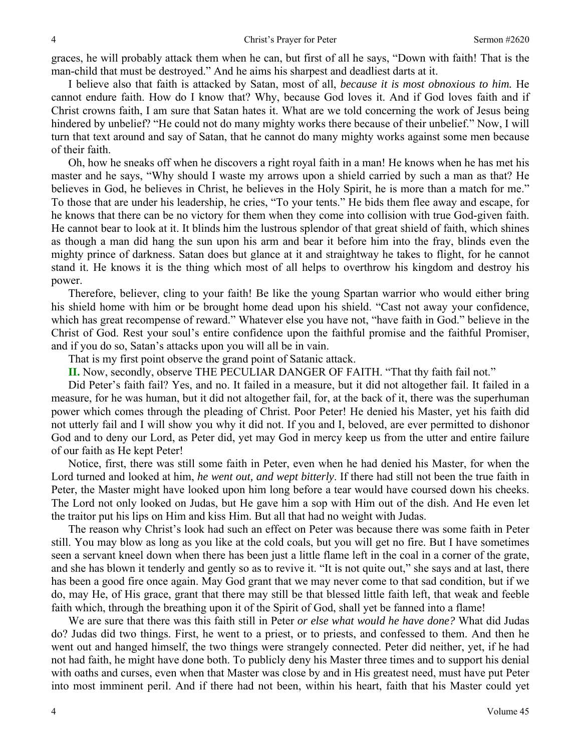graces, he will probably attack them when he can, but first of all he says, "Down with faith! That is the man-child that must be destroyed." And he aims his sharpest and deadliest darts at it.

I believe also that faith is attacked by Satan, most of all, *because it is most obnoxious to him.* He cannot endure faith. How do I know that? Why, because God loves it. And if God loves faith and if Christ crowns faith, I am sure that Satan hates it. What are we told concerning the work of Jesus being hindered by unbelief? "He could not do many mighty works there because of their unbelief." Now, I will turn that text around and say of Satan, that he cannot do many mighty works against some men because of their faith.

Oh, how he sneaks off when he discovers a right royal faith in a man! He knows when he has met his master and he says, "Why should I waste my arrows upon a shield carried by such a man as that? He believes in God, he believes in Christ, he believes in the Holy Spirit, he is more than a match for me." To those that are under his leadership, he cries, "To your tents." He bids them flee away and escape, for he knows that there can be no victory for them when they come into collision with true God-given faith. He cannot bear to look at it. It blinds him the lustrous splendor of that great shield of faith, which shines as though a man did hang the sun upon his arm and bear it before him into the fray, blinds even the mighty prince of darkness. Satan does but glance at it and straightway he takes to flight, for he cannot stand it. He knows it is the thing which most of all helps to overthrow his kingdom and destroy his power.

Therefore, believer, cling to your faith! Be like the young Spartan warrior who would either bring his shield home with him or be brought home dead upon his shield. "Cast not away your confidence, which has great recompense of reward." Whatever else you have not, "have faith in God." believe in the Christ of God. Rest your soul's entire confidence upon the faithful promise and the faithful Promiser, and if you do so, Satan's attacks upon you will all be in vain.

That is my first point observe the grand point of Satanic attack.

**II.** Now, secondly, observe THE PECULIAR DANGER OF FAITH. "That thy faith fail not."

Did Peter's faith fail? Yes, and no. It failed in a measure, but it did not altogether fail. It failed in a measure, for he was human, but it did not altogether fail, for, at the back of it, there was the superhuman power which comes through the pleading of Christ. Poor Peter! He denied his Master, yet his faith did not utterly fail and I will show you why it did not. If you and I, beloved, are ever permitted to dishonor God and to deny our Lord, as Peter did, yet may God in mercy keep us from the utter and entire failure of our faith as He kept Peter!

Notice, first, there was still some faith in Peter, even when he had denied his Master, for when the Lord turned and looked at him, *he went out, and wept bitterly*. If there had still not been the true faith in Peter, the Master might have looked upon him long before a tear would have coursed down his cheeks. The Lord not only looked on Judas, but He gave him a sop with Him out of the dish. And He even let the traitor put his lips on Him and kiss Him. But all that had no weight with Judas.

The reason why Christ's look had such an effect on Peter was because there was some faith in Peter still. You may blow as long as you like at the cold coals, but you will get no fire. But I have sometimes seen a servant kneel down when there has been just a little flame left in the coal in a corner of the grate, and she has blown it tenderly and gently so as to revive it. "It is not quite out," she says and at last, there has been a good fire once again. May God grant that we may never come to that sad condition, but if we do, may He, of His grace, grant that there may still be that blessed little faith left, that weak and feeble faith which, through the breathing upon it of the Spirit of God, shall yet be fanned into a flame!

We are sure that there was this faith still in Peter *or else what would he have done?* What did Judas do? Judas did two things. First, he went to a priest, or to priests, and confessed to them. And then he went out and hanged himself, the two things were strangely connected. Peter did neither, yet, if he had not had faith, he might have done both. To publicly deny his Master three times and to support his denial with oaths and curses, even when that Master was close by and in His greatest need, must have put Peter into most imminent peril. And if there had not been, within his heart, faith that his Master could yet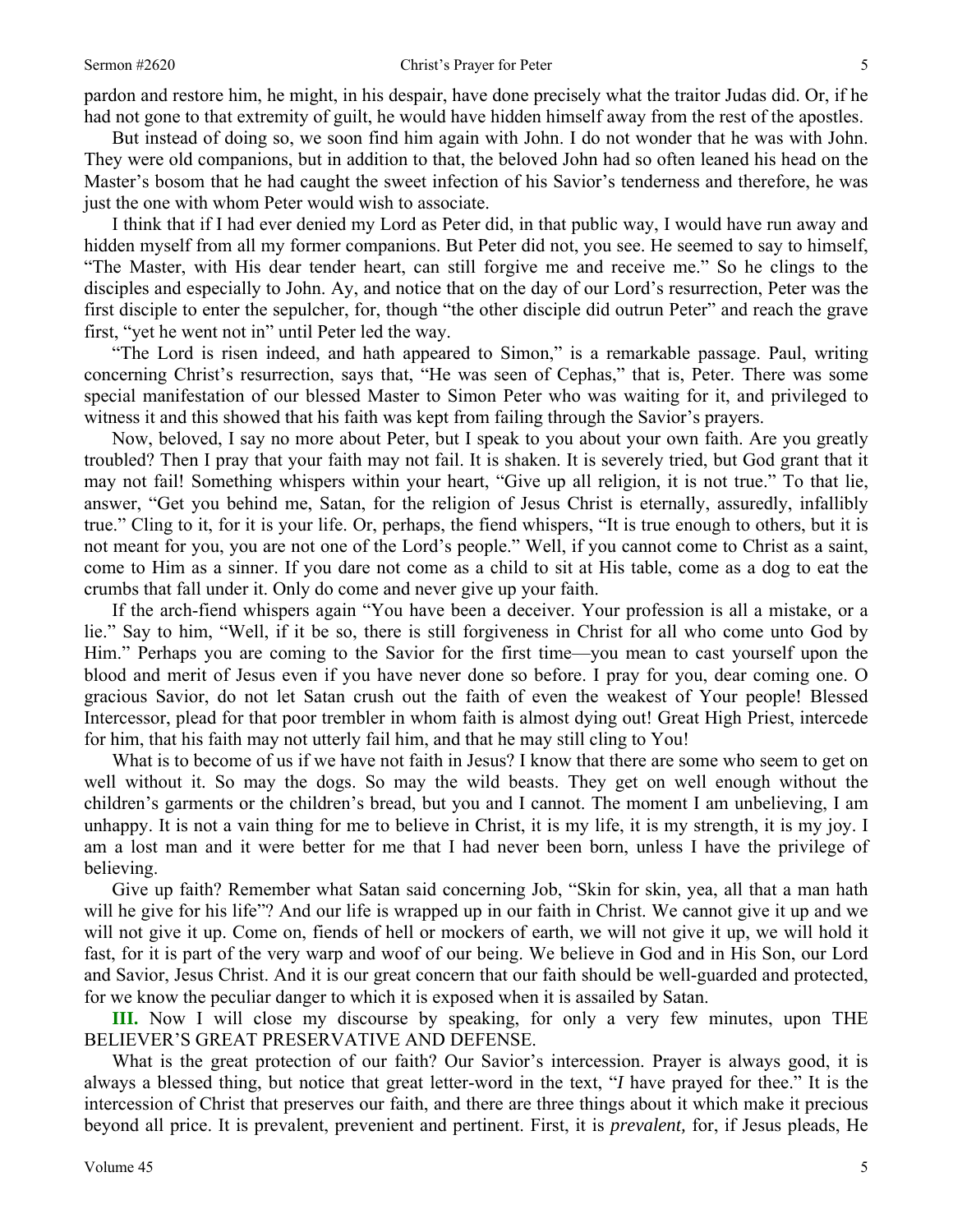pardon and restore him, he might, in his despair, have done precisely what the traitor Judas did. Or, if he had not gone to that extremity of guilt, he would have hidden himself away from the rest of the apostles.

But instead of doing so, we soon find him again with John. I do not wonder that he was with John. They were old companions, but in addition to that, the beloved John had so often leaned his head on the Master's bosom that he had caught the sweet infection of his Savior's tenderness and therefore, he was just the one with whom Peter would wish to associate.

I think that if I had ever denied my Lord as Peter did, in that public way, I would have run away and hidden myself from all my former companions. But Peter did not, you see. He seemed to say to himself, "The Master, with His dear tender heart, can still forgive me and receive me." So he clings to the disciples and especially to John. Ay, and notice that on the day of our Lord's resurrection, Peter was the first disciple to enter the sepulcher, for, though "the other disciple did outrun Peter" and reach the grave first, "yet he went not in" until Peter led the way.

"The Lord is risen indeed, and hath appeared to Simon," is a remarkable passage. Paul, writing concerning Christ's resurrection, says that, "He was seen of Cephas," that is, Peter. There was some special manifestation of our blessed Master to Simon Peter who was waiting for it, and privileged to witness it and this showed that his faith was kept from failing through the Savior's prayers.

Now, beloved, I say no more about Peter, but I speak to you about your own faith. Are you greatly troubled? Then I pray that your faith may not fail. It is shaken. It is severely tried, but God grant that it may not fail! Something whispers within your heart, "Give up all religion, it is not true." To that lie, answer, "Get you behind me, Satan, for the religion of Jesus Christ is eternally, assuredly, infallibly true." Cling to it, for it is your life. Or, perhaps, the fiend whispers, "It is true enough to others, but it is not meant for you, you are not one of the Lord's people." Well, if you cannot come to Christ as a saint, come to Him as a sinner. If you dare not come as a child to sit at His table, come as a dog to eat the crumbs that fall under it. Only do come and never give up your faith.

If the arch-fiend whispers again "You have been a deceiver. Your profession is all a mistake, or a lie." Say to him, "Well, if it be so, there is still forgiveness in Christ for all who come unto God by Him." Perhaps you are coming to the Savior for the first time—you mean to cast yourself upon the blood and merit of Jesus even if you have never done so before. I pray for you, dear coming one. O gracious Savior, do not let Satan crush out the faith of even the weakest of Your people! Blessed Intercessor, plead for that poor trembler in whom faith is almost dying out! Great High Priest, intercede for him, that his faith may not utterly fail him, and that he may still cling to You!

What is to become of us if we have not faith in Jesus? I know that there are some who seem to get on well without it. So may the dogs. So may the wild beasts. They get on well enough without the children's garments or the children's bread, but you and I cannot. The moment I am unbelieving, I am unhappy. It is not a vain thing for me to believe in Christ, it is my life, it is my strength, it is my joy. I am a lost man and it were better for me that I had never been born, unless I have the privilege of believing.

Give up faith? Remember what Satan said concerning Job, "Skin for skin, yea, all that a man hath will he give for his life"? And our life is wrapped up in our faith in Christ. We cannot give it up and we will not give it up. Come on, fiends of hell or mockers of earth, we will not give it up, we will hold it fast, for it is part of the very warp and woof of our being. We believe in God and in His Son, our Lord and Savior, Jesus Christ. And it is our great concern that our faith should be well-guarded and protected, for we know the peculiar danger to which it is exposed when it is assailed by Satan.

**III.** Now I will close my discourse by speaking, for only a very few minutes, upon THE BELIEVER'S GREAT PRESERVATIVE AND DEFENSE.

What is the great protection of our faith? Our Savior's intercession. Prayer is always good, it is always a blessed thing, but notice that great letter-word in the text, "*I* have prayed for thee." It is the intercession of Christ that preserves our faith, and there are three things about it which make it precious beyond all price. It is prevalent, prevenient and pertinent. First, it is ***prevalent,*** for, if Jesus pleads, He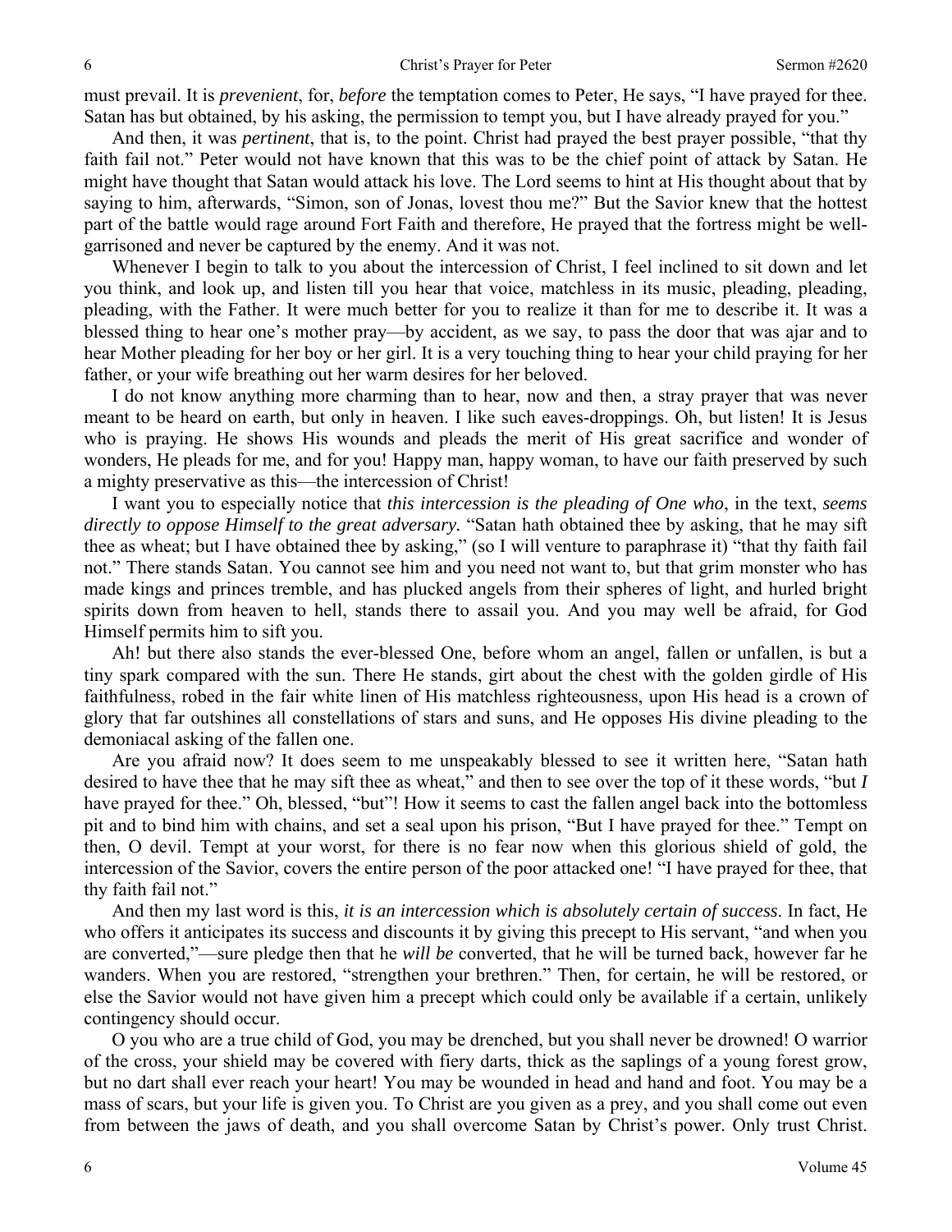must prevail. It is *prevenient*, for, *before* the temptation comes to Peter, He says, "I have prayed for thee. Satan has but obtained, by his asking, the permission to tempt you, but I have already prayed for you."

And then, it was *pertinent*, that is, to the point. Christ had prayed the best prayer possible, "that thy faith fail not." Peter would not have known that this was to be the chief point of attack by Satan. He might have thought that Satan would attack his love. The Lord seems to hint at His thought about that by saying to him, afterwards, "Simon, son of Jonas, lovest thou me?" But the Savior knew that the hottest part of the battle would rage around Fort Faith and therefore, He prayed that the fortress might be well-garrisoned and never be captured by the enemy. And it was not.

Whenever I begin to talk to you about the intercession of Christ, I feel inclined to sit down and let you think, and look up, and listen till you hear that voice, matchless in its music, pleading, pleading, pleading, with the Father. It were much better for you to realize it than for me to describe it. It was a blessed thing to hear one's mother pray—by accident, as we say, to pass the door that was ajar and to hear Mother pleading for her boy or her girl. It is a very touching thing to hear your child praying for her father, or your wife breathing out her warm desires for her beloved.

I do not know anything more charming than to hear, now and then, a stray prayer that was never meant to be heard on earth, but only in heaven. I like such eaves-droppings. Oh, but listen! It is Jesus who is praying. He shows His wounds and pleads the merit of His great sacrifice and wonder of wonders, He pleads for me, and for you! Happy man, happy woman, to have our faith preserved by such a mighty preservative as this—the intercession of Christ!

I want you to especially notice that *this intercession is the pleading of One who*, in the text, *seems directly to oppose Himself to the great adversary.* "Satan hath obtained thee by asking, that he may sift thee as wheat; but I have obtained thee by asking," (so I will venture to paraphrase it) "that thy faith fail not." There stands Satan. You cannot see him and you need not want to, but that grim monster who has made kings and princes tremble, and has plucked angels from their spheres of light, and hurled bright spirits down from heaven to hell, stands there to assail you. And you may well be afraid, for God Himself permits him to sift you.

Ah! but there also stands the ever-blessed One, before whom an angel, fallen or unfallen, is but a tiny spark compared with the sun. There He stands, girt about the chest with the golden girdle of His faithfulness, robed in the fair white linen of His matchless righteousness, upon His head is a crown of glory that far outshines all constellations of stars and suns, and He opposes His divine pleading to the demoniacal asking of the fallen one.

Are you afraid now? It does seem to me unspeakably blessed to see it written here, "Satan hath desired to have thee that he may sift thee as wheat," and then to see over the top of it these words, "but *I* have prayed for thee." Oh, blessed, "but"! How it seems to cast the fallen angel back into the bottomless pit and to bind him with chains, and set a seal upon his prison, "But I have prayed for thee." Tempt on then, O devil. Tempt at your worst, for there is no fear now when this glorious shield of gold, the intercession of the Savior, covers the entire person of the poor attacked one! "I have prayed for thee, that thy faith fail not."

And then my last word is this, *it is an intercession which is absolutely certain of success*. In fact, He who offers it anticipates its success and discounts it by giving this precept to His servant, "and when you are converted,"—sure pledge then that he *will be* converted, that he will be turned back, however far he wanders. When you are restored, "strengthen your brethren." Then, for certain, he will be restored, or else the Savior would not have given him a precept which could only be available if a certain, unlikely contingency should occur.

O you who are a true child of God, you may be drenched, but you shall never be drowned! O warrior of the cross, your shield may be covered with fiery darts, thick as the saplings of a young forest grow, but no dart shall ever reach your heart! You may be wounded in head and hand and foot. You may be a mass of scars, but your life is given you. To Christ are you given as a prey, and you shall come out even from between the jaws of death, and you shall overcome Satan by Christ's power. Only trust Christ.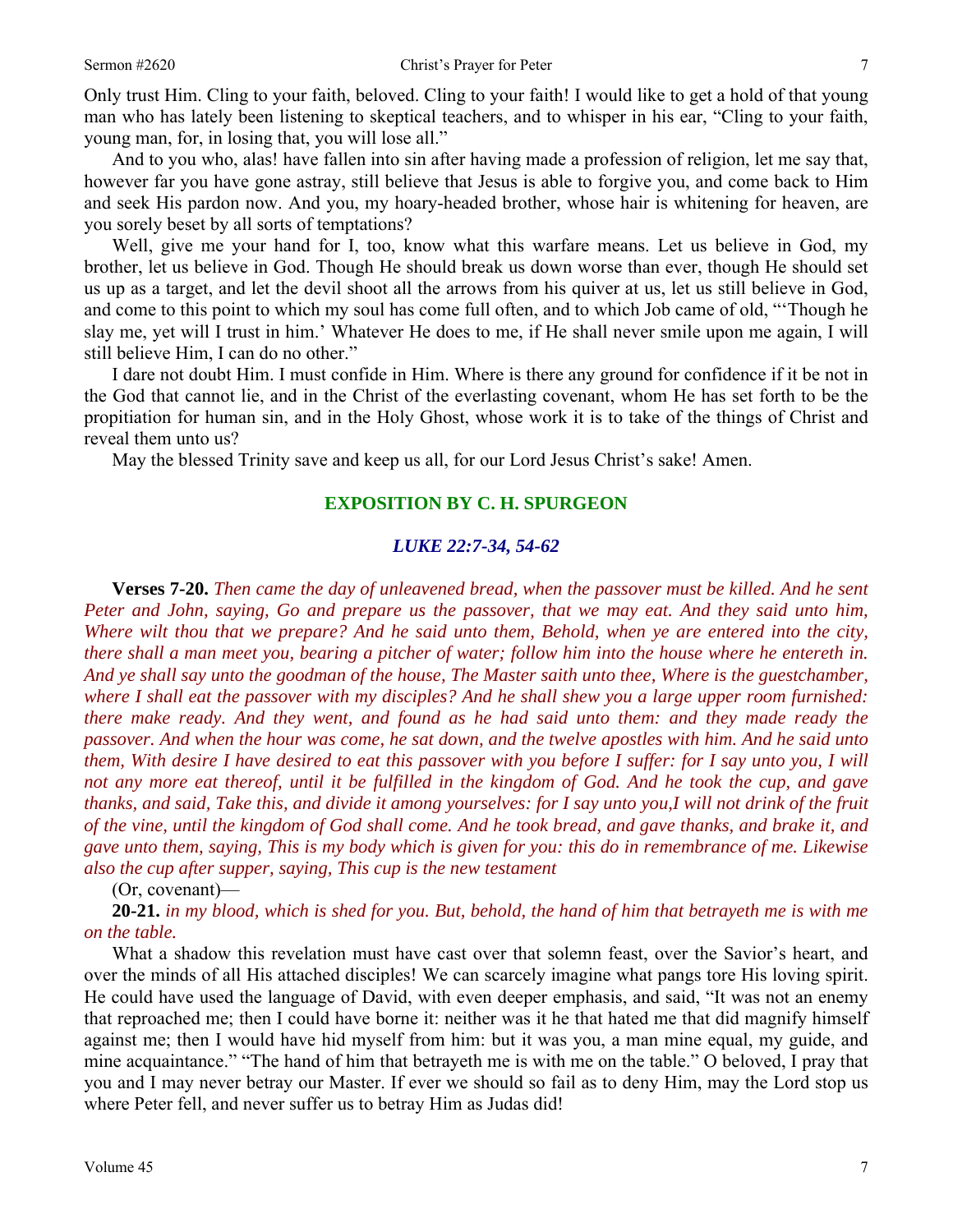Only trust Him. Cling to your faith, beloved. Cling to your faith! I would like to get a hold of that young man who has lately been listening to skeptical teachers, and to whisper in his ear, "Cling to your faith, young man, for, in losing that, you will lose all."

And to you who, alas! have fallen into sin after having made a profession of religion, let me say that, however far you have gone astray, still believe that Jesus is able to forgive you, and come back to Him and seek His pardon now. And you, my hoary-headed brother, whose hair is whitening for heaven, are you sorely beset by all sorts of temptations?

Well, give me your hand for I, too, know what this warfare means. Let us believe in God, my brother, let us believe in God. Though He should break us down worse than ever, though He should set us up as a target, and let the devil shoot all the arrows from his quiver at us, let us still believe in God, and come to this point to which my soul has come full often, and to which Job came of old, "'Though he slay me, yet will I trust in him.' Whatever He does to me, if He shall never smile upon me again, I will still believe Him, I can do no other."

I dare not doubt Him. I must confide in Him. Where is there any ground for confidence if it be not in the God that cannot lie, and in the Christ of the everlasting covenant, whom He has set forth to be the propitiation for human sin, and in the Holy Ghost, whose work it is to take of the things of Christ and reveal them unto us?

May the blessed Trinity save and keep us all, for our Lord Jesus Christ's sake! Amen.

## EXPOSITION BY C. H. SPURGEON

### *LUKE 22:7-34, 54-62*

**Verses 7-20.** *Then came the day of unleavened bread, when the passover must be killed. And he sent Peter and John, saying, Go and prepare us the passover, that we may eat. And they said unto him, Where wilt thou that we prepare? And he said unto them, Behold, when ye are entered into the city, there shall a man meet you, bearing a pitcher of water; follow him into the house where he entereth in. And ye shall say unto the goodman of the house, The Master saith unto thee, Where is the guestchamber, where I shall eat the passover with my disciples? And he shall shew you a large upper room furnished: there make ready. And they went, and found as he had said unto them: and they made ready the passover. And when the hour was come, he sat down, and the twelve apostles with him. And he said unto them, With desire I have desired to eat this passover with you before I suffer: for I say unto you, I will not any more eat thereof, until it be fulfilled in the kingdom of God. And he took the cup, and gave thanks, and said, Take this, and divide it among yourselves: for I say unto you,I will not drink of the fruit of the vine, until the kingdom of God shall come. And he took bread, and gave thanks, and brake it, and gave unto them, saying, This is my body which is given for you: this do in remembrance of me. Likewise also the cup after supper, saying, This cup is the new testament*

(Or, covenant)—

**20-21.** *in my blood, which is shed for you. But, behold, the hand of him that betrayeth me is with me on the table.*

What a shadow this revelation must have cast over that solemn feast, over the Savior's heart, and over the minds of all His attached disciples! We can scarcely imagine what pangs tore His loving spirit. He could have used the language of David, with even deeper emphasis, and said, "It was not an enemy that reproached me; then I could have borne it: neither was it he that hated me that did magnify himself against me; then I would have hid myself from him: but it was you, a man mine equal, my guide, and mine acquaintance." "The hand of him that betrayeth me is with me on the table." O beloved, I pray that you and I may never betray our Master. If ever we should so fail as to deny Him, may the Lord stop us where Peter fell, and never suffer us to betray Him as Judas did!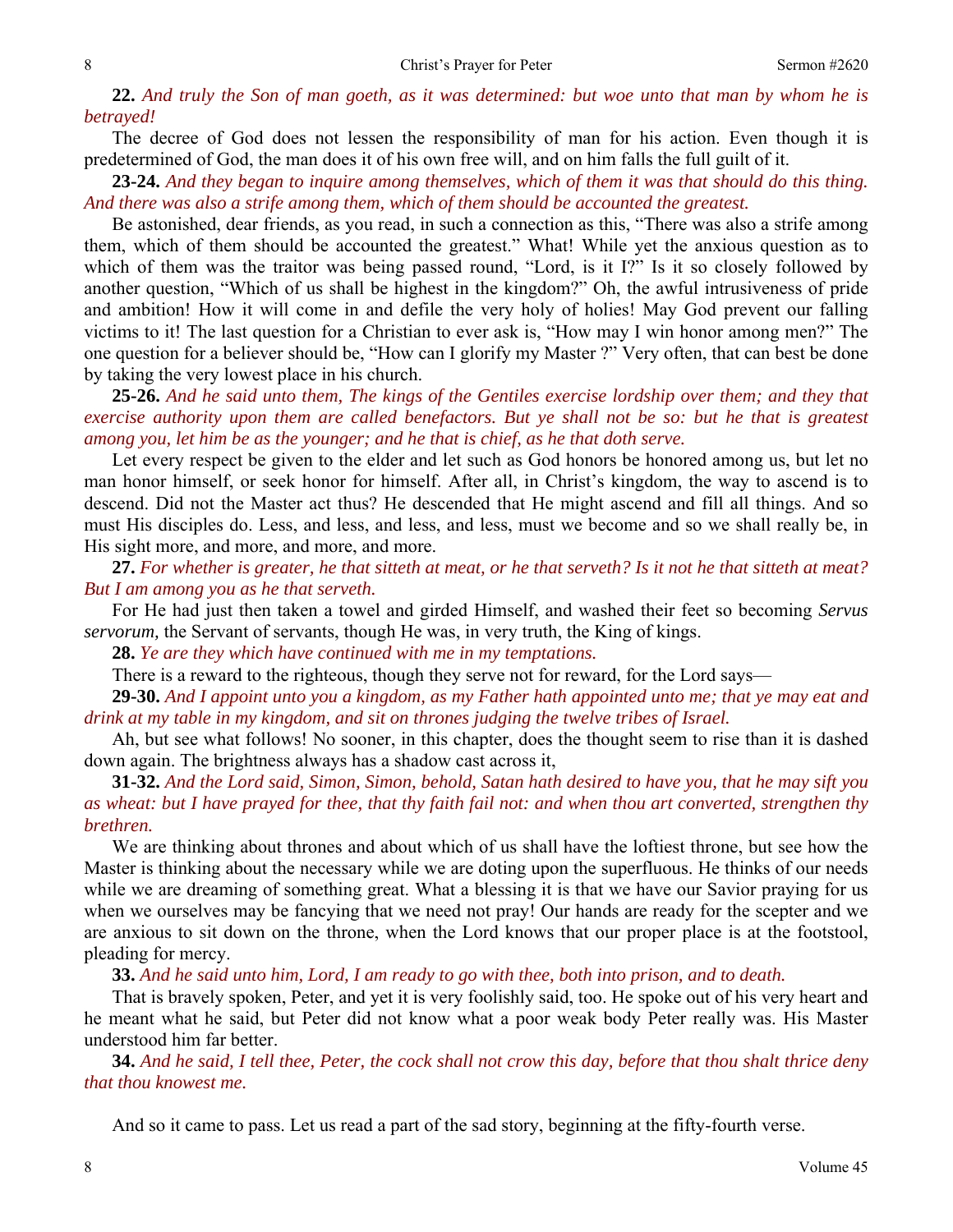**22.** *And truly the Son of man goeth, as it was determined: but woe unto that man by whom he is betrayed!*

The decree of God does not lessen the responsibility of man for his action. Even though it is predetermined of God, the man does it of his own free will, and on him falls the full guilt of it.

**23-24.** *And they began to inquire among themselves, which of them it was that should do this thing. And there was also a strife among them, which of them should be accounted the greatest.*

Be astonished, dear friends, as you read, in such a connection as this, "There was also a strife among them, which of them should be accounted the greatest." What! While yet the anxious question as to which of them was the traitor was being passed round, "Lord, is it I?" Is it so closely followed by another question, "Which of us shall be highest in the kingdom?" Oh, the awful intrusiveness of pride and ambition! How it will come in and defile the very holy of holies! May God prevent our falling victims to it! The last question for a Christian to ever ask is, "How may I win honor among men?" The one question for a believer should be, "How can I glorify my Master ?" Very often, that can best be done by taking the very lowest place in his church.

**25-26.** *And he said unto them, The kings of the Gentiles exercise lordship over them; and they that exercise authority upon them are called benefactors. But ye shall not be so: but he that is greatest among you, let him be as the younger; and he that is chief, as he that doth serve.*

Let every respect be given to the elder and let such as God honors be honored among us, but let no man honor himself, or seek honor for himself. After all, in Christ's kingdom, the way to ascend is to descend. Did not the Master act thus? He descended that He might ascend and fill all things. And so must His disciples do. Less, and less, and less, and less, must we become and so we shall really be, in His sight more, and more, and more, and more.

**27.** *For whether is greater, he that sitteth at meat, or he that serveth? Is it not he that sitteth at meat? But I am among you as he that serveth.*

For He had just then taken a towel and girded Himself, and washed their feet so becoming *Servus servorum,* the Servant of servants, though He was, in very truth, the King of kings.

**28.** *Ye are they which have continued with me in my temptations.*

There is a reward to the righteous, though they serve not for reward, for the Lord says—

**29-30.** *And I appoint unto you a kingdom, as my Father hath appointed unto me; that ye may eat and drink at my table in my kingdom, and sit on thrones judging the twelve tribes of Israel.*

Ah, but see what follows! No sooner, in this chapter, does the thought seem to rise than it is dashed down again. The brightness always has a shadow cast across it,

**31-32.** *And the Lord said, Simon, Simon, behold, Satan hath desired to have you, that he may sift you as wheat: but I have prayed for thee, that thy faith fail not: and when thou art converted, strengthen thy brethren.*

We are thinking about thrones and about which of us shall have the loftiest throne, but see how the Master is thinking about the necessary while we are doting upon the superfluous. He thinks of our needs while we are dreaming of something great. What a blessing it is that we have our Savior praying for us when we ourselves may be fancying that we need not pray! Our hands are ready for the scepter and we are anxious to sit down on the throne, when the Lord knows that our proper place is at the footstool, pleading for mercy.

**33.** *And he said unto him, Lord, I am ready to go with thee, both into prison, and to death.*

That is bravely spoken, Peter, and yet it is very foolishly said, too. He spoke out of his very heart and he meant what he said, but Peter did not know what a poor weak body Peter really was. His Master understood him far better.

**34.** *And he said, I tell thee, Peter, the cock shall not crow this day, before that thou shalt thrice deny that thou knowest me.*

And so it came to pass. Let us read a part of the sad story, beginning at the fifty-fourth verse.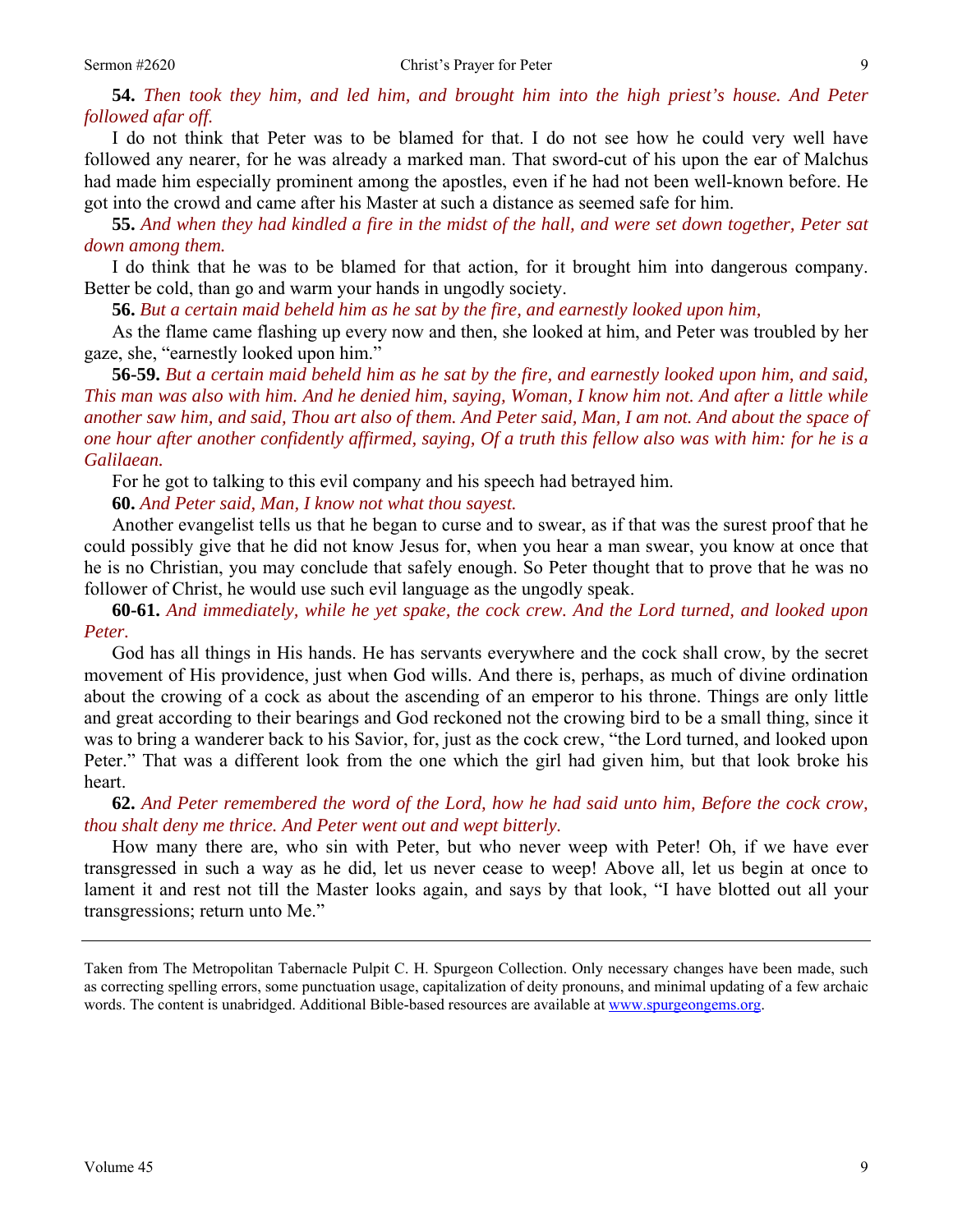**54.** *Then took they him, and led him, and brought him into the high priest's house. And Peter followed afar off.*

I do not think that Peter was to be blamed for that. I do not see how he could very well have followed any nearer, for he was already a marked man. That sword-cut of his upon the ear of Malchus had made him especially prominent among the apostles, even if he had not been well-known before. He got into the crowd and came after his Master at such a distance as seemed safe for him.

**55.** *And when they had kindled a fire in the midst of the hall, and were set down together, Peter sat down among them.*

I do think that he was to be blamed for that action, for it brought him into dangerous company. Better be cold, than go and warm your hands in ungodly society.

**56.** *But a certain maid beheld him as he sat by the fire, and earnestly looked upon him,*

As the flame came flashing up every now and then, she looked at him, and Peter was troubled by her gaze, she, "earnestly looked upon him."

**56-59.** *But a certain maid beheld him as he sat by the fire, and earnestly looked upon him, and said, This man was also with him. And he denied him, saying, Woman, I know him not. And after a little while another saw him, and said, Thou art also of them. And Peter said, Man, I am not. And about the space of one hour after another confidently affirmed, saying, Of a truth this fellow also was with him: for he is a Galilaean.*

For he got to talking to this evil company and his speech had betrayed him.

**60.** *And Peter said, Man, I know not what thou sayest.*

Another evangelist tells us that he began to curse and to swear, as if that was the surest proof that he could possibly give that he did not know Jesus for, when you hear a man swear, you know at once that he is no Christian, you may conclude that safely enough. So Peter thought that to prove that he was no follower of Christ, he would use such evil language as the ungodly speak.

**60-61.** *And immediately, while he yet spake, the cock crew. And the Lord turned, and looked upon Peter.*

God has all things in His hands. He has servants everywhere and the cock shall crow, by the secret movement of His providence, just when God wills. And there is, perhaps, as much of divine ordination about the crowing of a cock as about the ascending of an emperor to his throne. Things are only little and great according to their bearings and God reckoned not the crowing bird to be a small thing, since it was to bring a wanderer back to his Savior, for, just as the cock crew, "the Lord turned, and looked upon Peter." That was a different look from the one which the girl had given him, but that look broke his heart.

**62.** *And Peter remembered the word of the Lord, how he had said unto him, Before the cock crow, thou shalt deny me thrice. And Peter went out and wept bitterly.*

How many there are, who sin with Peter, but who never weep with Peter! Oh, if we have ever transgressed in such a way as he did, let us never cease to weep! Above all, let us begin at once to lament it and rest not till the Master looks again, and says by that look, "I have blotted out all your transgressions; return unto Me."

---

Taken from The Metropolitan Tabernacle Pulpit C. H. Spurgeon Collection. Only necessary changes have been made, such as correcting spelling errors, some punctuation usage, capitalization of deity pronouns, and minimal updating of a few archaic words. The content is unabridged. Additional Bible-based resources are available at www.spurgeongems.org.